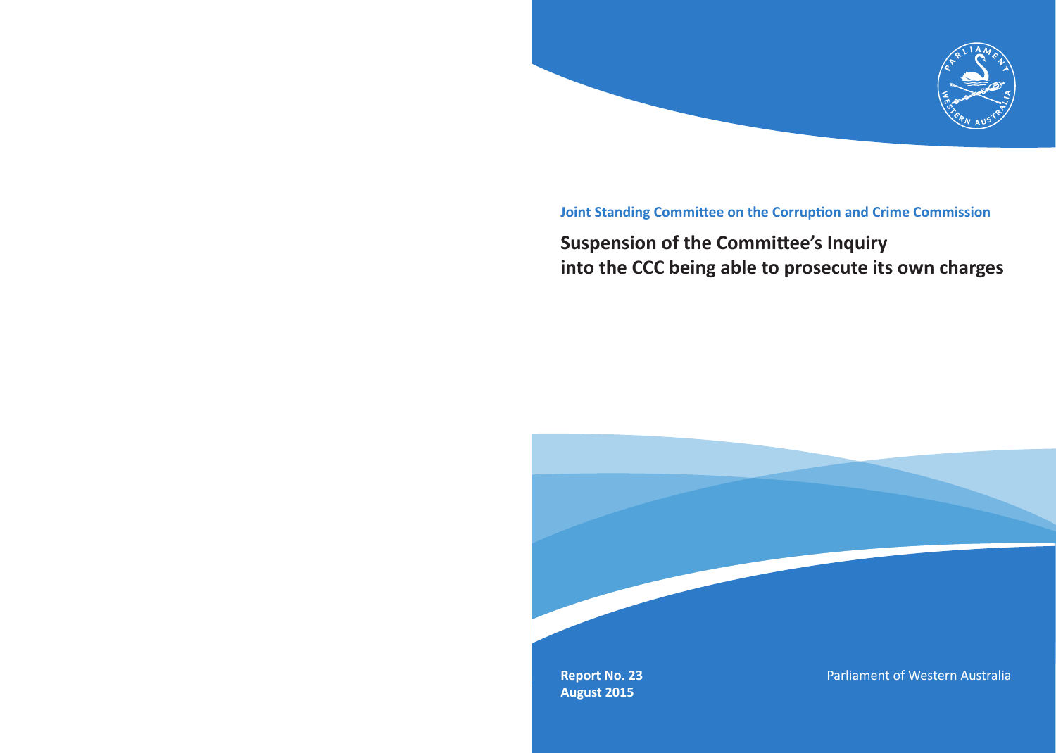Joint Standing Committee on the Corruption and Crime Commission

# Suspension of the Committee's Inquiry into the CCC being able to prosecute its own charges

**Report No. 23**
**August 2015**

Parliament of Western Australia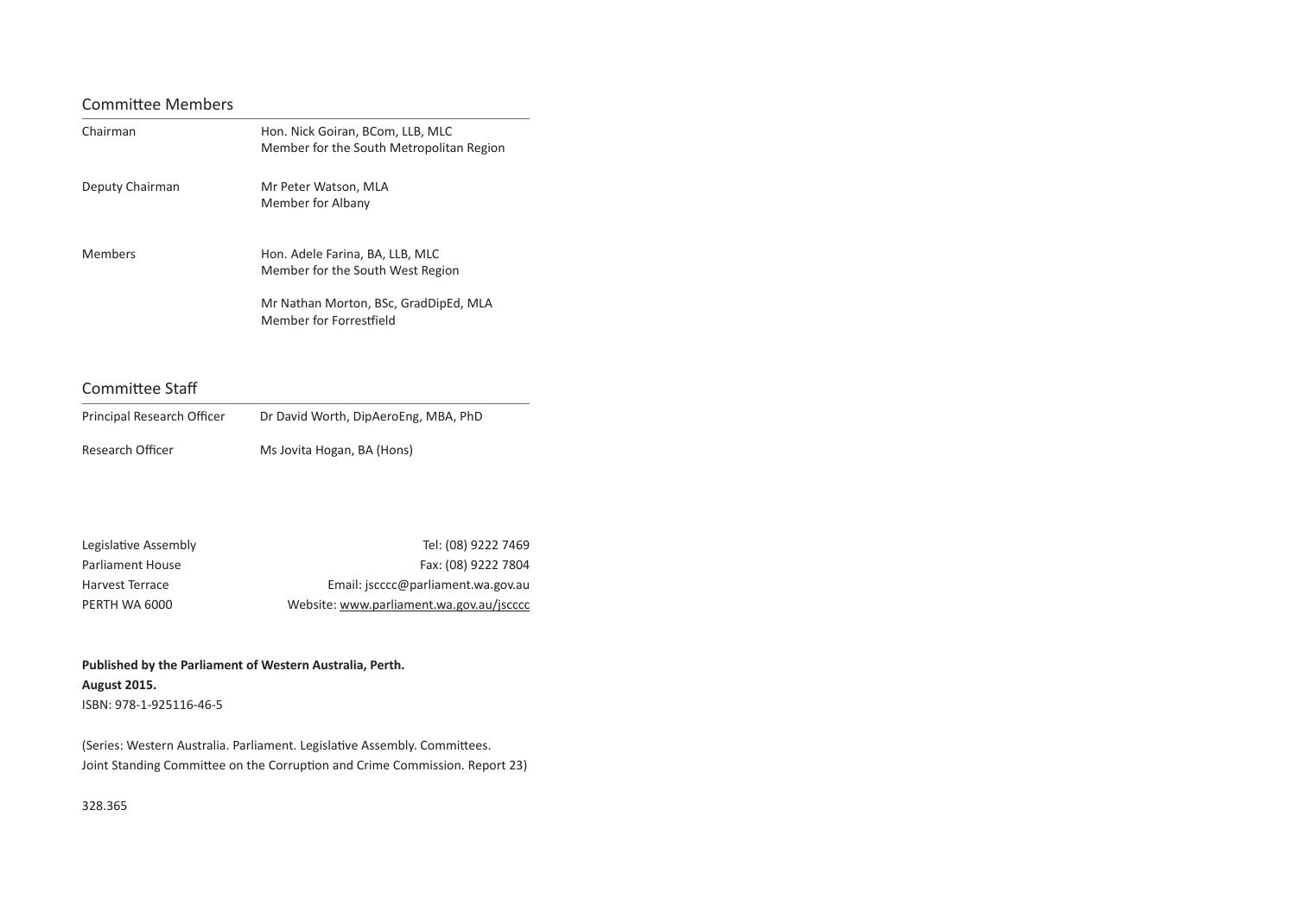## Committee Members

| | |
|---|---|
| Chairman | Hon. Nick Goiran, BCom, LLB, MLC<br>Member for the South Metropolitan Region |
| Deputy Chairman | Mr Peter Watson, MLA<br>Member for Albany |
| Members | Hon. Adele Farina, BA, LLB, MLC<br>Member for the South West Region |
| | Mr Nathan Morton, BSc, GradDipEd, MLA<br>Member for Forrestfield |

## Committee Staff

| | |
|---|---|
| Principal Research Officer | Dr David Worth, DipAeroEng, MBA, PhD |
| Research Officer | Ms Jovita Hogan, BA (Hons) |

| | |
|---|---|
| Legislative Assembly | Tel: (08) 9222 7469 |
| Parliament House | Fax: (08) 9222 7804 |
| Harvest Terrace | Email: jscccc@parliament.wa.gov.au |
| PERTH WA 6000 | Website: www.parliament.wa.gov.au/jscccc |

**Published by the Parliament of Western Australia, Perth.**
**August 2015.**
ISBN: 978-1-925116-46-5

(Series: Western Australia. Parliament. Legislative Assembly. Committees.
Joint Standing Committee on the Corruption and Crime Commission. Report 23)

328.365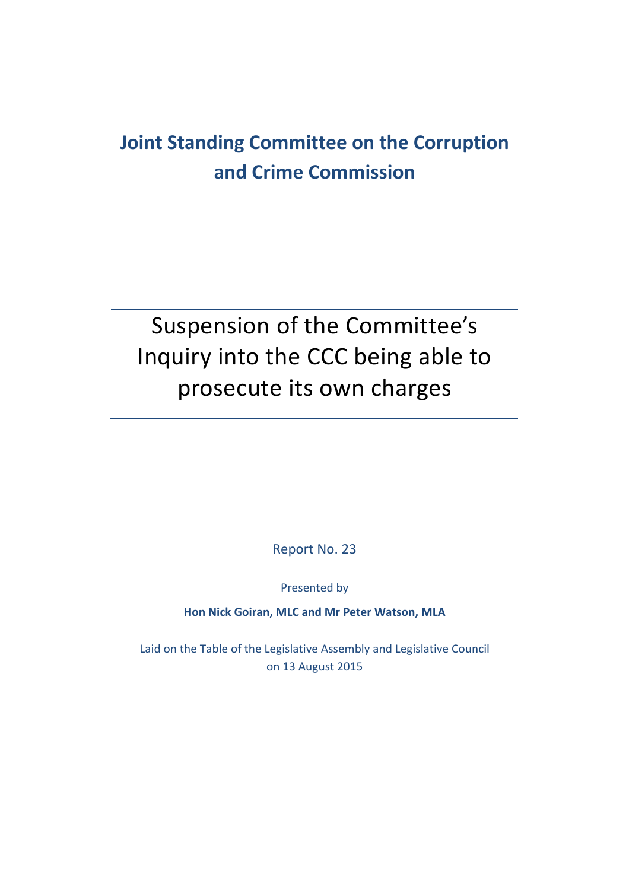# Joint Standing Committee on the Corruption and Crime Commission

## Suspension of the Committee's Inquiry into the CCC being able to prosecute its own charges

Report No. 23

Presented by

**Hon Nick Goiran, MLC and Mr Peter Watson, MLA**

Laid on the Table of the Legislative Assembly and Legislative Council on 13 August 2015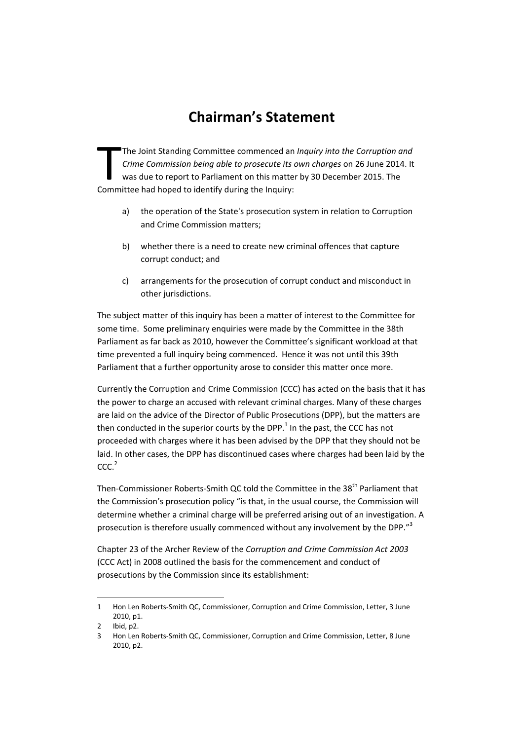# Chairman's Statement

The Joint Standing Committee commenced an *Inquiry into the Corruption and Crime Commission being able to prosecute its own charges* on 26 June 2014. It was due to report to Parliament on this matter by 30 December 2015. The Committee had hoped to identify during the Inquiry:

a) the operation of the State's prosecution system in relation to Corruption and Crime Commission matters;

b) whether there is a need to create new criminal offences that capture corrupt conduct; and

c) arrangements for the prosecution of corrupt conduct and misconduct in other jurisdictions.

The subject matter of this inquiry has been a matter of interest to the Committee for some time. Some preliminary enquiries were made by the Committee in the 38th Parliament as far back as 2010, however the Committee's significant workload at that time prevented a full inquiry being commenced. Hence it was not until this 39th Parliament that a further opportunity arose to consider this matter once more.

Currently the Corruption and Crime Commission (CCC) has acted on the basis that it has the power to charge an accused with relevant criminal charges. Many of these charges are laid on the advice of the Director of Public Prosecutions (DPP), but the matters are then conducted in the superior courts by the DPP.[1] In the past, the CCC has not proceeded with charges where it has been advised by the DPP that they should not be laid. In other cases, the DPP has discontinued cases where charges had been laid by the CCC.[2]

Then-Commissioner Roberts-Smith QC told the Committee in the 38th Parliament that the Commission's prosecution policy "is that, in the usual course, the Commission will determine whether a criminal charge will be preferred arising out of an investigation. A prosecution is therefore usually commenced without any involvement by the DPP."[3]

Chapter 23 of the Archer Review of the *Corruption and Crime Commission Act 2003* (CCC Act) in 2008 outlined the basis for the commencement and conduct of prosecutions by the Commission since its establishment:

---

1 Hon Len Roberts-Smith QC, Commissioner, Corruption and Crime Commission, Letter, 3 June 2010, p1.

2 Ibid, p2.

3 Hon Len Roberts-Smith QC, Commissioner, Corruption and Crime Commission, Letter, 8 June 2010, p2.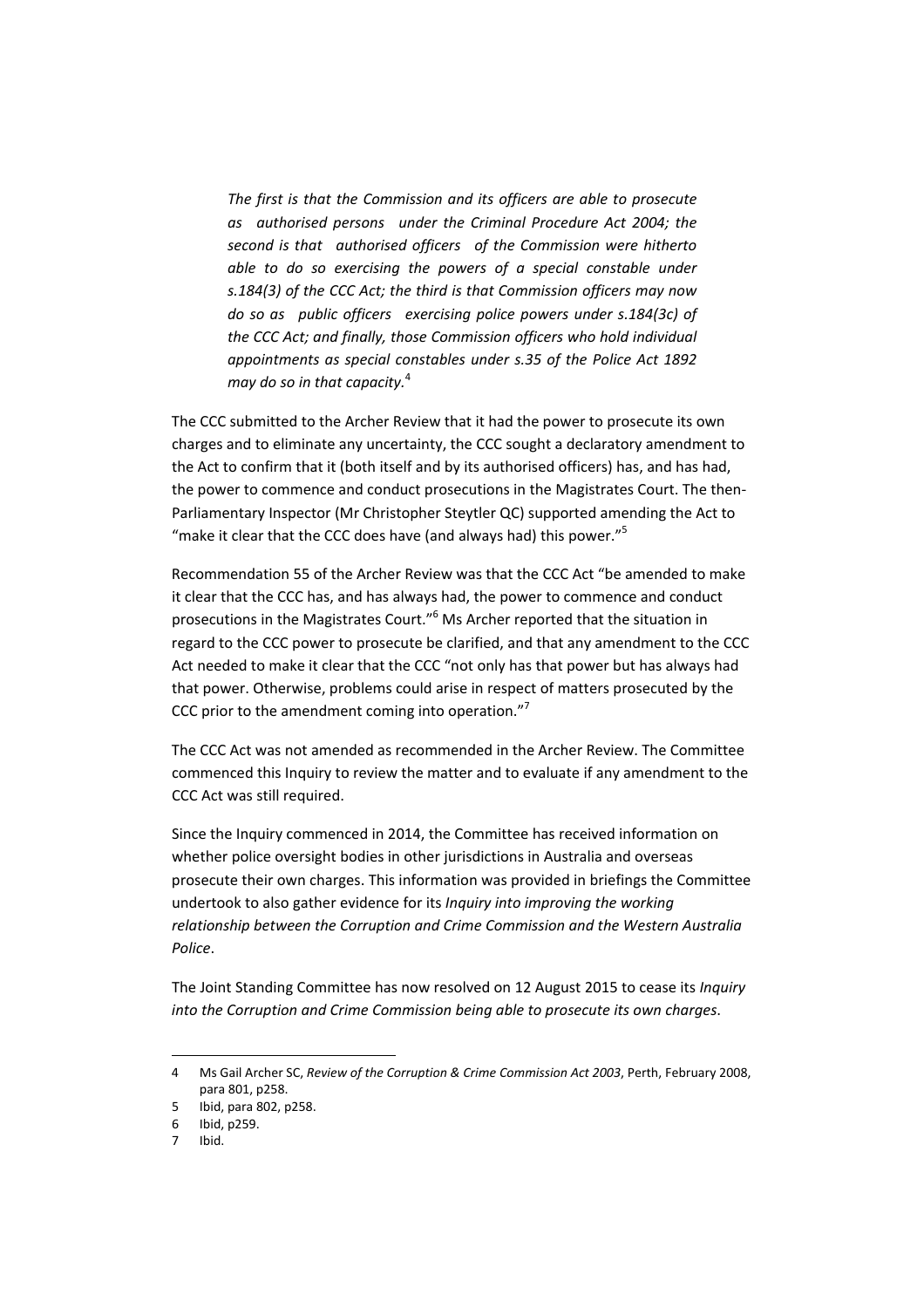> *The first is that the Commission and its officers are able to prosecute as authorised persons under the Criminal Procedure Act 2004; the second is that authorised officers of the Commission were hitherto able to do so exercising the powers of a special constable under s.184(3) of the CCC Act; the third is that Commission officers may now do so as public officers exercising police powers under s.184(3c) of the CCC Act; and finally, those Commission officers who hold individual appointments as special constables under s.35 of the Police Act 1892 may do so in that capacity.*[4]

The CCC submitted to the Archer Review that it had the power to prosecute its own charges and to eliminate any uncertainty, the CCC sought a declaratory amendment to the Act to confirm that it (both itself and by its authorised officers) has, and has had, the power to commence and conduct prosecutions in the Magistrates Court. The then-Parliamentary Inspector (Mr Christopher Steytler QC) supported amending the Act to "make it clear that the CCC does have (and always had) this power."[5]

Recommendation 55 of the Archer Review was that the CCC Act "be amended to make it clear that the CCC has, and has always had, the power to commence and conduct prosecutions in the Magistrates Court."[6] Ms Archer reported that the situation in regard to the CCC power to prosecute be clarified, and that any amendment to the CCC Act needed to make it clear that the CCC "not only has that power but has always had that power. Otherwise, problems could arise in respect of matters prosecuted by the CCC prior to the amendment coming into operation."[7]

The CCC Act was not amended as recommended in the Archer Review. The Committee commenced this Inquiry to review the matter and to evaluate if any amendment to the CCC Act was still required.

Since the Inquiry commenced in 2014, the Committee has received information on whether police oversight bodies in other jurisdictions in Australia and overseas prosecute their own charges. This information was provided in briefings the Committee undertook to also gather evidence for its *Inquiry into improving the working relationship between the Corruption and Crime Commission and the Western Australia Police*.

The Joint Standing Committee has now resolved on 12 August 2015 to cease its *Inquiry into the Corruption and Crime Commission being able to prosecute its own charges*.

---

4 Ms Gail Archer SC, *Review of the Corruption & Crime Commission Act 2003*, Perth, February 2008, para 801, p258.

5 Ibid, para 802, p258.

6 Ibid, p259.

7 Ibid.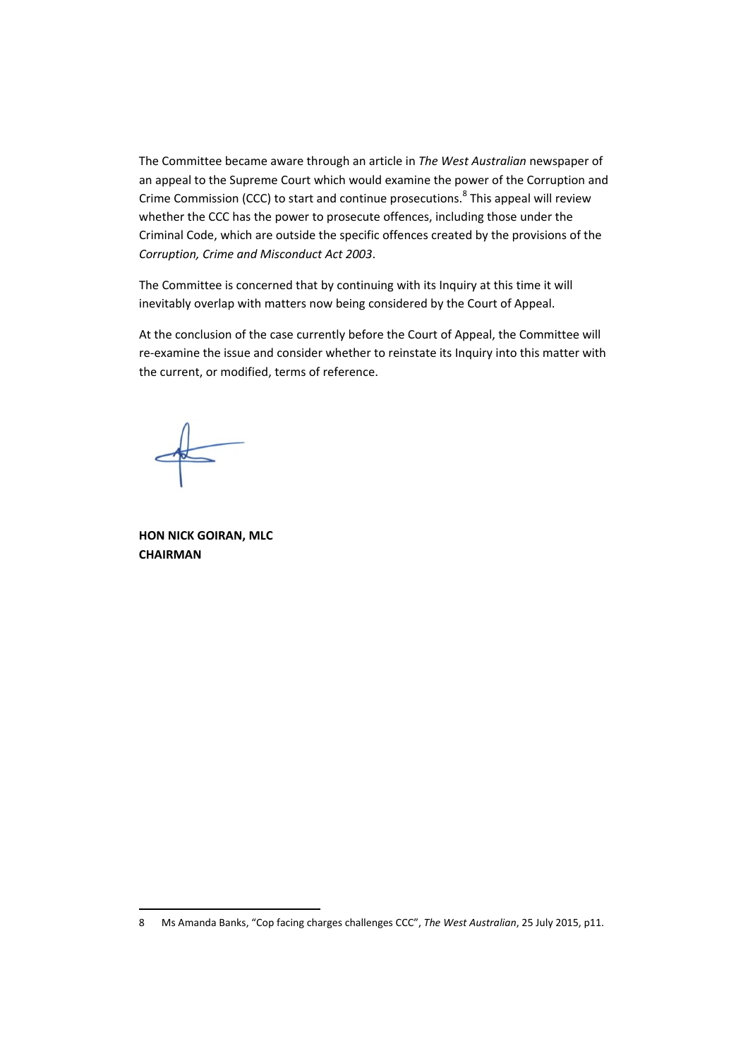The Committee became aware through an article in *The West Australian* newspaper of an appeal to the Supreme Court which would examine the power of the Corruption and Crime Commission (CCC) to start and continue prosecutions.[8] This appeal will review whether the CCC has the power to prosecute offences, including those under the Criminal Code, which are outside the specific offences created by the provisions of the *Corruption, Crime and Misconduct Act 2003*.

The Committee is concerned that by continuing with its Inquiry at this time it will inevitably overlap with matters now being considered by the Court of Appeal.

At the conclusion of the case currently before the Court of Appeal, the Committee will re-examine the issue and consider whether to reinstate its Inquiry into this matter with the current, or modified, terms of reference.

**HON NICK GOIRAN, MLC**
**CHAIRMAN**

---

8 Ms Amanda Banks, "Cop facing charges challenges CCC", *The West Australian*, 25 July 2015, p11.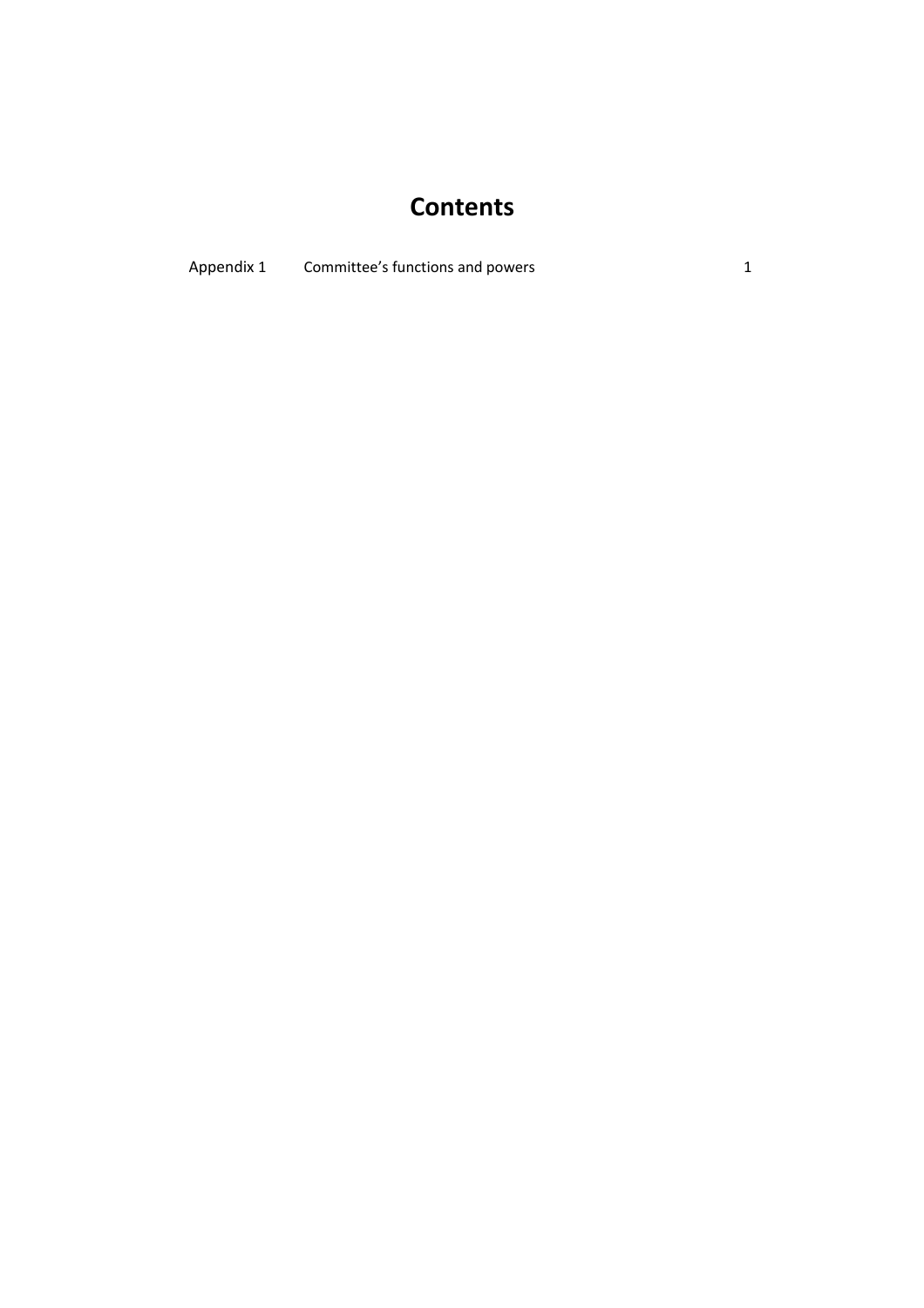# Contents

| | | |
|---|---|---|
| Appendix 1 | Committee's functions and powers | 1 |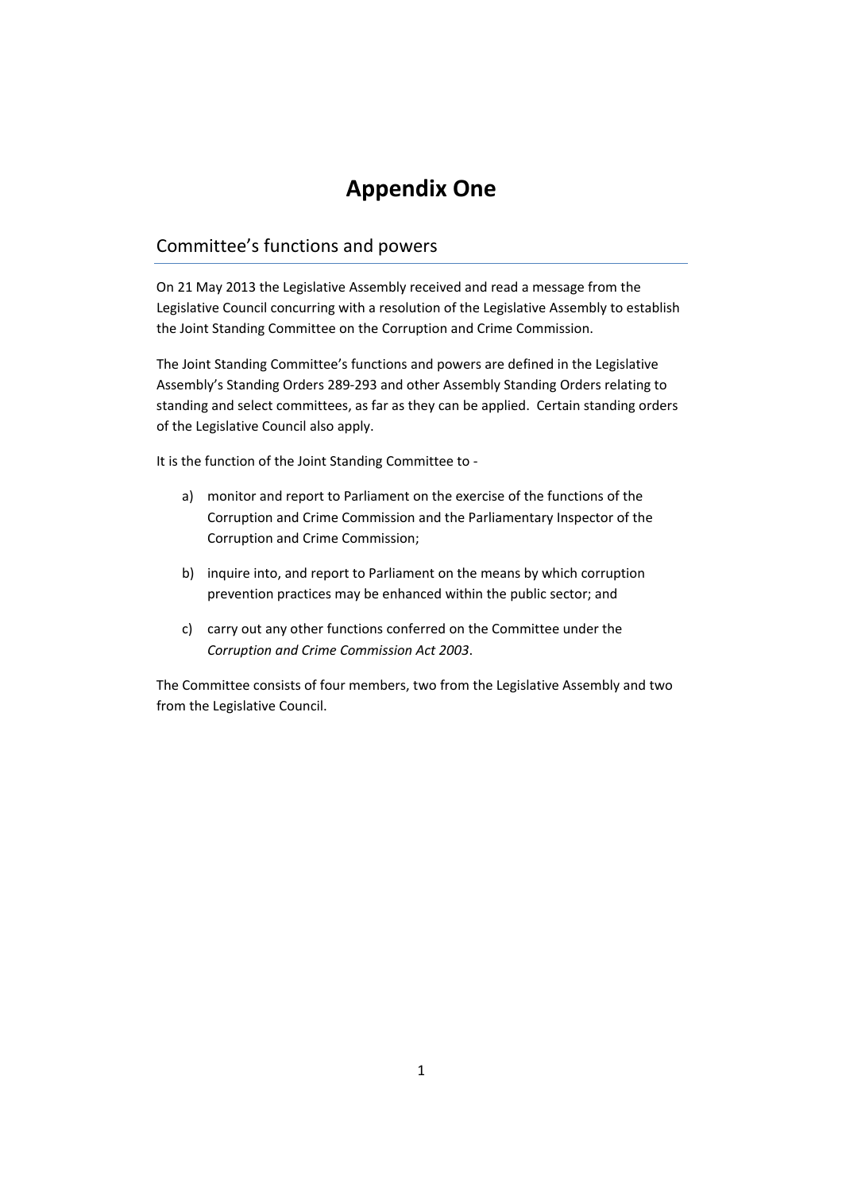# Appendix One

## Committee's functions and powers

On 21 May 2013 the Legislative Assembly received and read a message from the Legislative Council concurring with a resolution of the Legislative Assembly to establish the Joint Standing Committee on the Corruption and Crime Commission.

The Joint Standing Committee's functions and powers are defined in the Legislative Assembly's Standing Orders 289-293 and other Assembly Standing Orders relating to standing and select committees, as far as they can be applied. Certain standing orders of the Legislative Council also apply.

It is the function of the Joint Standing Committee to -

a) monitor and report to Parliament on the exercise of the functions of the Corruption and Crime Commission and the Parliamentary Inspector of the Corruption and Crime Commission;

b) inquire into, and report to Parliament on the means by which corruption prevention practices may be enhanced within the public sector; and

c) carry out any other functions conferred on the Committee under the *Corruption and Crime Commission Act 2003*.

The Committee consists of four members, two from the Legislative Assembly and two from the Legislative Council.